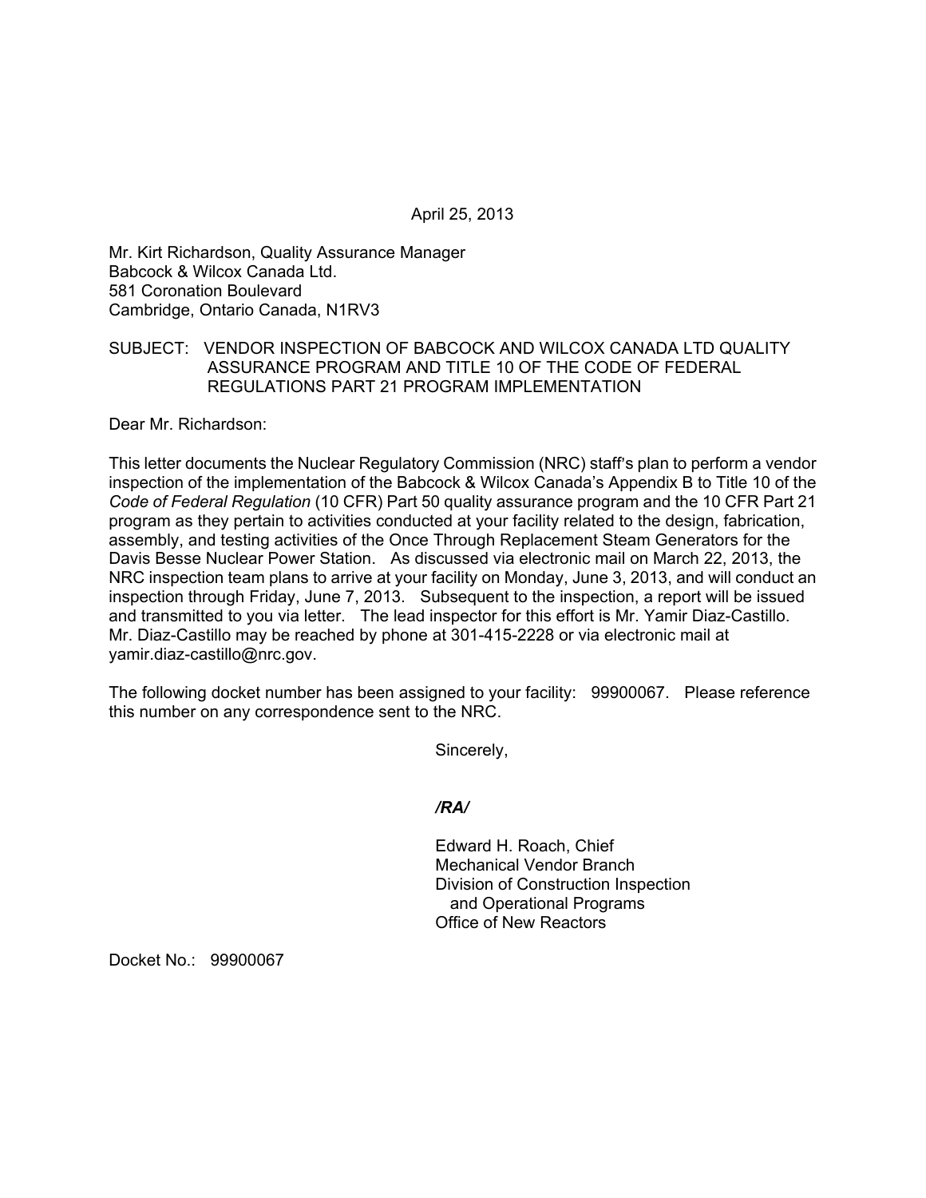April 25, 2013

Mr. Kirt Richardson, Quality Assurance Manager
Babcock & Wilcox Canada Ltd.
581 Coronation Boulevard
Cambridge, Ontario Canada, N1RV3

SUBJECT: VENDOR INSPECTION OF BABCOCK AND WILCOX CANADA LTD QUALITY ASSURANCE PROGRAM AND TITLE 10 OF THE CODE OF FEDERAL REGULATIONS PART 21 PROGRAM IMPLEMENTATION

Dear Mr. Richardson:

This letter documents the Nuclear Regulatory Commission (NRC) staff's plan to perform a vendor inspection of the implementation of the Babcock & Wilcox Canada's Appendix B to Title 10 of the *Code of Federal Regulation* (10 CFR) Part 50 quality assurance program and the 10 CFR Part 21 program as they pertain to activities conducted at your facility related to the design, fabrication, assembly, and testing activities of the Once Through Replacement Steam Generators for the Davis Besse Nuclear Power Station. As discussed via electronic mail on March 22, 2013, the NRC inspection team plans to arrive at your facility on Monday, June 3, 2013, and will conduct an inspection through Friday, June 7, 2013. Subsequent to the inspection, a report will be issued and transmitted to you via letter. The lead inspector for this effort is Mr. Yamir Diaz-Castillo. Mr. Diaz-Castillo may be reached by phone at 301-415-2228 or via electronic mail at yamir.diaz-castillo@nrc.gov.

The following docket number has been assigned to your facility: 99900067. Please reference this number on any correspondence sent to the NRC.

Sincerely,

*/RA/*

Edward H. Roach, Chief
Mechanical Vendor Branch
Division of Construction Inspection
and Operational Programs
Office of New Reactors

Docket No.: 99900067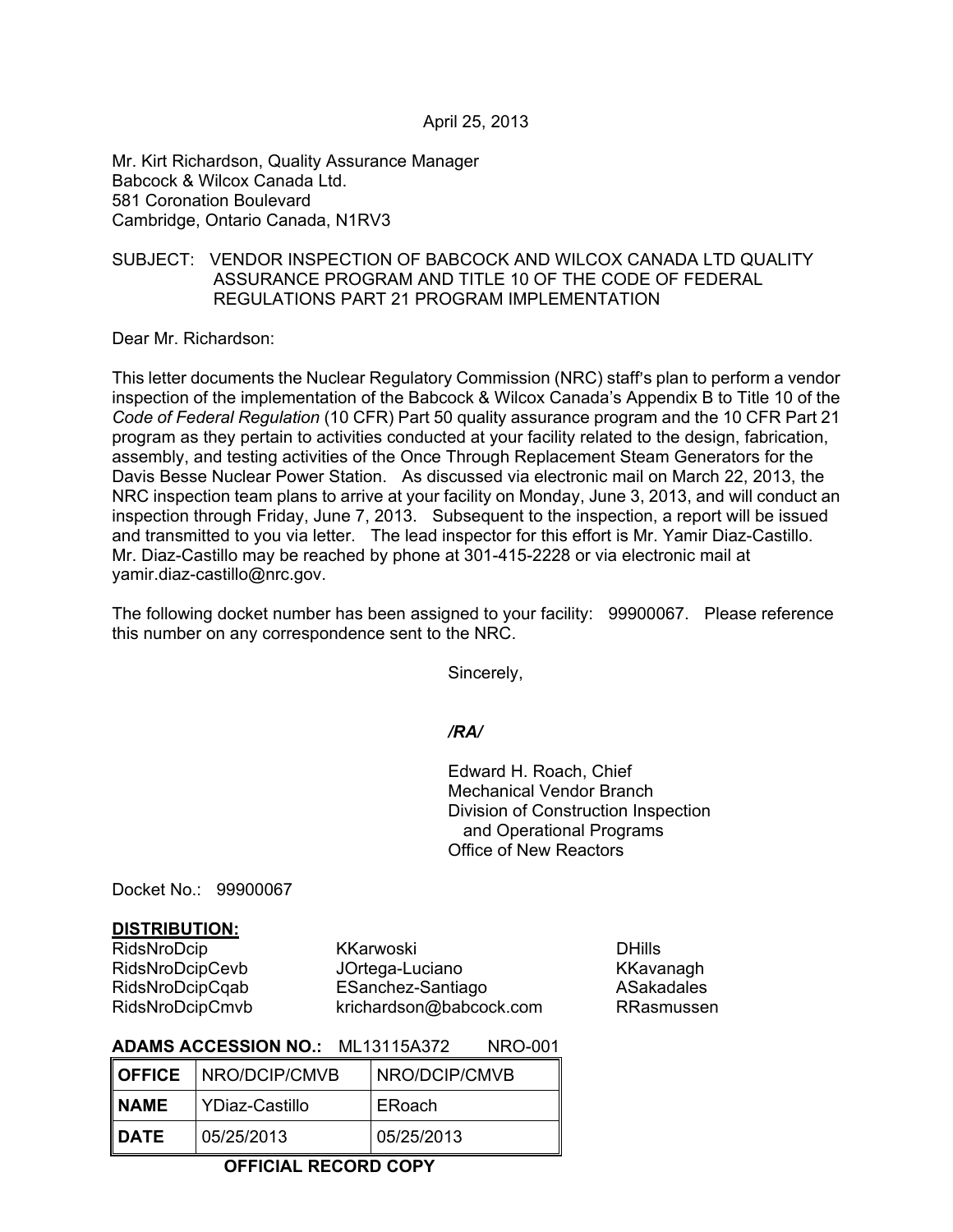April 25, 2013

Mr. Kirt Richardson, Quality Assurance Manager
Babcock & Wilcox Canada Ltd.
581 Coronation Boulevard
Cambridge, Ontario Canada, N1RV3

SUBJECT: VENDOR INSPECTION OF BABCOCK AND WILCOX CANADA LTD QUALITY ASSURANCE PROGRAM AND TITLE 10 OF THE CODE OF FEDERAL REGULATIONS PART 21 PROGRAM IMPLEMENTATION

Dear Mr. Richardson:

This letter documents the Nuclear Regulatory Commission (NRC) staff's plan to perform a vendor inspection of the implementation of the Babcock & Wilcox Canada's Appendix B to Title 10 of the *Code of Federal Regulation* (10 CFR) Part 50 quality assurance program and the 10 CFR Part 21 program as they pertain to activities conducted at your facility related to the design, fabrication, assembly, and testing activities of the Once Through Replacement Steam Generators for the Davis Besse Nuclear Power Station. As discussed via electronic mail on March 22, 2013, the NRC inspection team plans to arrive at your facility on Monday, June 3, 2013, and will conduct an inspection through Friday, June 7, 2013. Subsequent to the inspection, a report will be issued and transmitted to you via letter. The lead inspector for this effort is Mr. Yamir Diaz-Castillo. Mr. Diaz-Castillo may be reached by phone at 301-415-2228 or via electronic mail at yamir.diaz-castillo@nrc.gov.

The following docket number has been assigned to your facility: 99900067. Please reference this number on any correspondence sent to the NRC.

Sincerely,

*/RA/*

Edward H. Roach, Chief
Mechanical Vendor Branch
Division of Construction Inspection
and Operational Programs
Office of New Reactors

Docket No.: 99900067

**DISTRIBUTION:**

RidsNroDcip
RidsNroDcipCevb
RidsNroDcipCqab
RidsNroDcipCmvb
KKarwoski
JOrtega-Luciano
ESanchez-Santiago
krichardson@babcock.com
DHills
KKavanagh
ASakadales
RRasmussen

**ADAMS ACCESSION NO.:** ML13115A372 NRO-001

| **OFFICE** | NRO/DCIP/CMVB | NRO/DCIP/CMVB |
|---|---|---|
| **NAME** | YDiaz-Castillo | ERoach |
| **DATE** | 05/25/2013 | 05/25/2013 |

**OFFICIAL RECORD COPY**